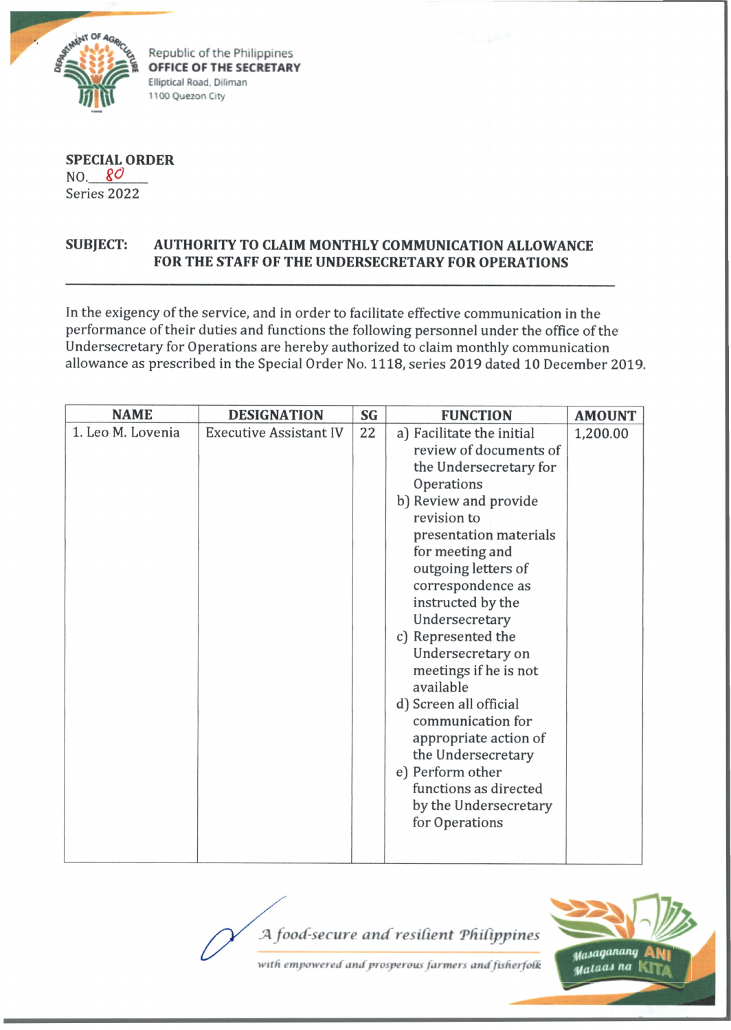Republic of the Philippines
**OFFICE OF THE SECRETARY**
Elliptical Road, Diliman
1100 Quezon City

**SPECIAL ORDER**
NO. 80
Series 2022

**SUBJECT: AUTHORITY TO CLAIM MONTHLY COMMUNICATION ALLOWANCE FOR THE STAFF OF THE UNDERSECRETARY FOR OPERATIONS**

In the exigency of the service, and in order to facilitate effective communication in the performance of their duties and functions the following personnel under the office of the Undersecretary for Operations are hereby authorized to claim monthly communication allowance as prescribed in the Special Order No. 1118, series 2019 dated 10 December 2019.

| NAME | DESIGNATION | SG | FUNCTION | AMOUNT |
|---|---|---|---|---|
| 1. Leo M. Lovenia | Executive Assistant IV | 22 | a) Facilitate the initial review of documents of the Undersecretary for Operations<br>b) Review and provide revision to presentation materials for meeting and outgoing letters of correspondence as instructed by the Undersecretary<br>c) Represented the Undersecretary on meetings if he is not available<br>d) Screen all official communication for appropriate action of the Undersecretary<br>e) Perform other functions as directed by the Undersecretary for Operations | 1,200.00 |

*A food-secure and resilient Philippines*
*with empowered and prosperous farmers and fisherfolk*

Masaganang ANI Mataas na KITA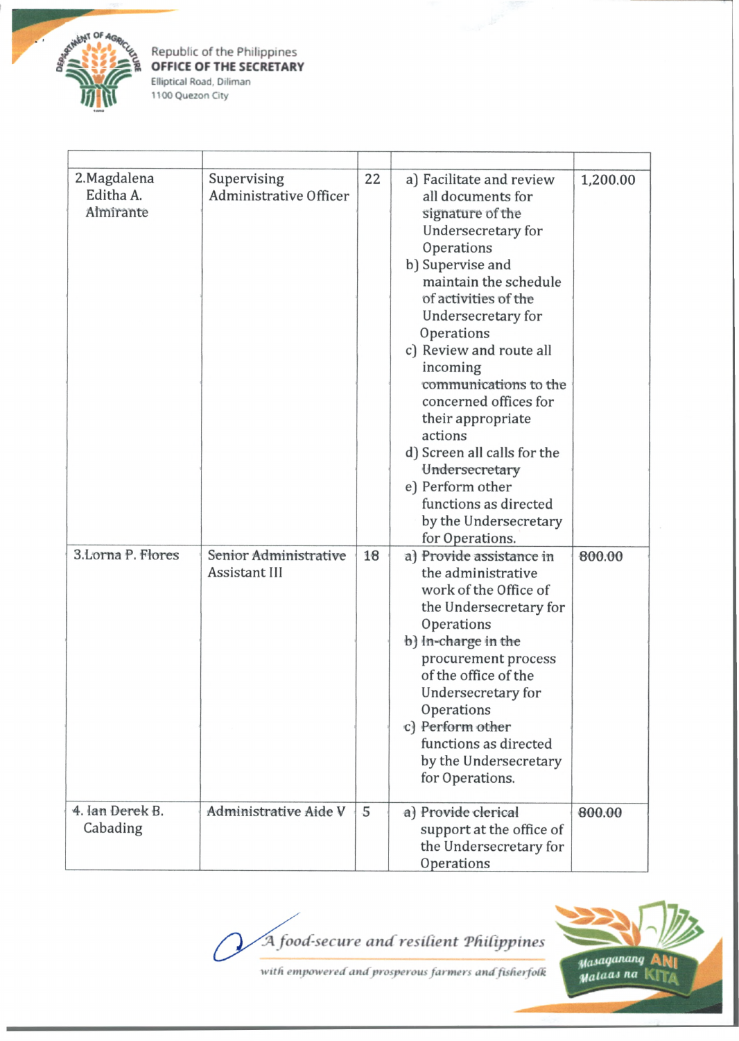| | | | | |
|---|---|---|---|---|
| 2.Magdalena Editha A. Almirante | Supervising Administrative Officer | 22 | a) Facilitate and review all documents for signature of the Undersecretary for Operations<br>b) Supervise and maintain the schedule of activities of the Undersecretary for Operations<br>c) Review and route all incoming communications to the concerned offices for their appropriate actions<br>d) Screen all calls for the Undersecretary<br>e) Perform other functions as directed by the Undersecretary for Operations. | 1,200.00 |
| 3.Lorna P. Flores | Senior Administrative Assistant III | 18 | a) Provide assistance in the administrative work of the Office of the Undersecretary for Operations<br>b) In-charge in the procurement process of the office of the Undersecretary for Operations<br>c) Perform other functions as directed by the Undersecretary for Operations. | 800.00 |
| 4. Ian Derek B. Cabading | Administrative Aide V | 5 | a) Provide clerical support at the office of the Undersecretary for Operations | 800.00 |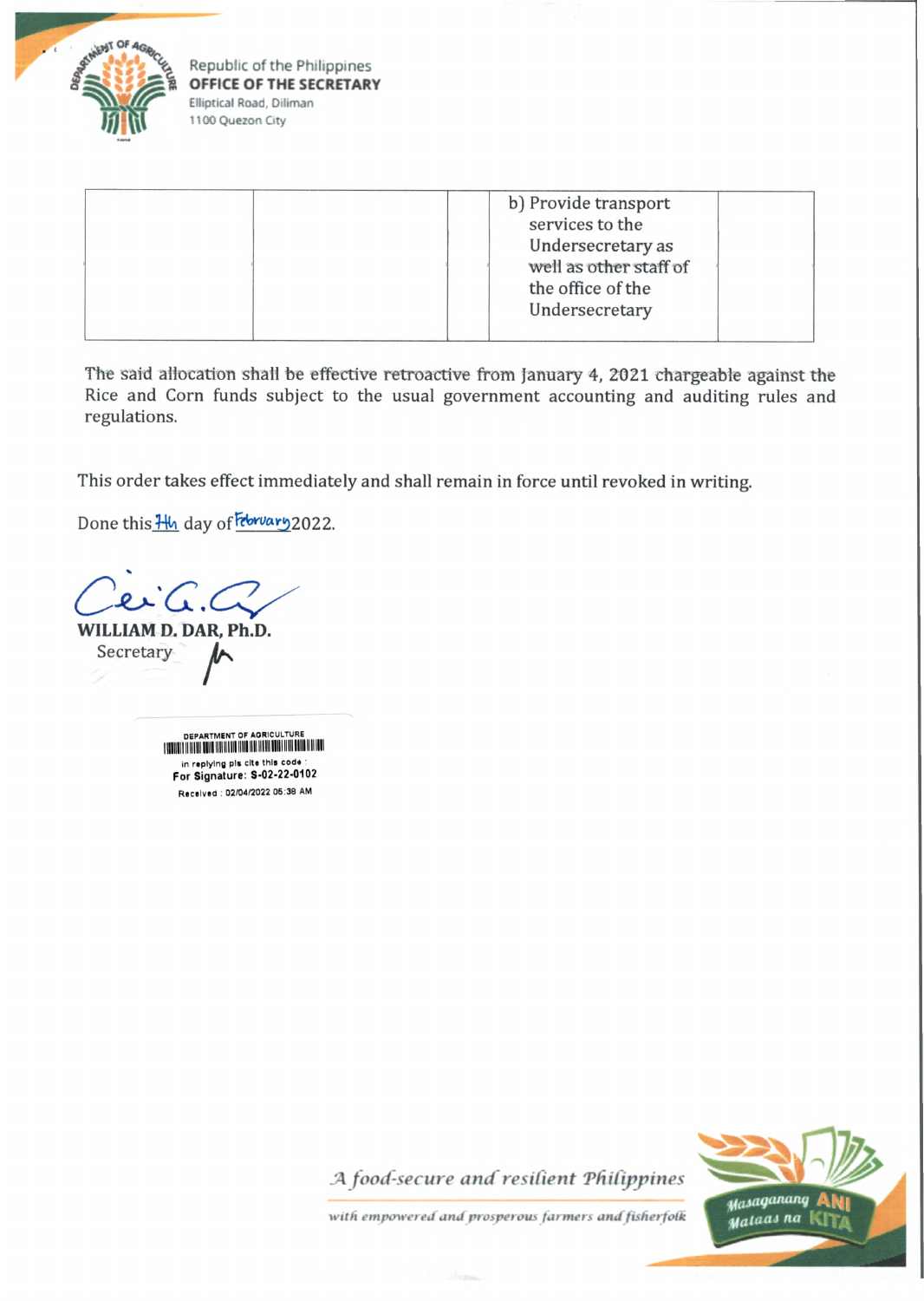Republic of the Philippines
**OFFICE OF THE SECRETARY**
Elliptical Road, Diliman
1100 Quezon City

| | | | | |
|---|---|---|---|---|
| | | | b) Provide transport services to the Undersecretary as well as other staff of the office of the Undersecretary | |

The said allocation shall be effective retroactive from January 4, 2021 chargeable against the Rice and Corn funds subject to the usual government accounting and auditing rules and regulations.

This order takes effect immediately and shall remain in force until revoked in writing.

Done this 4th day of February 2022.

**WILLIAM D. DAR, Ph.D.**
Secretary

DEPARTMENT OF AGRICULTURE
in replying pls cite this code :
For Signature: S-02-22-0102
Received : 02/04/2022 05:38 AM

*A food-secure and resilient Philippines*
*with empowered and prosperous farmers and fisherfolk*

Masaganang ANI Mataas na KITA